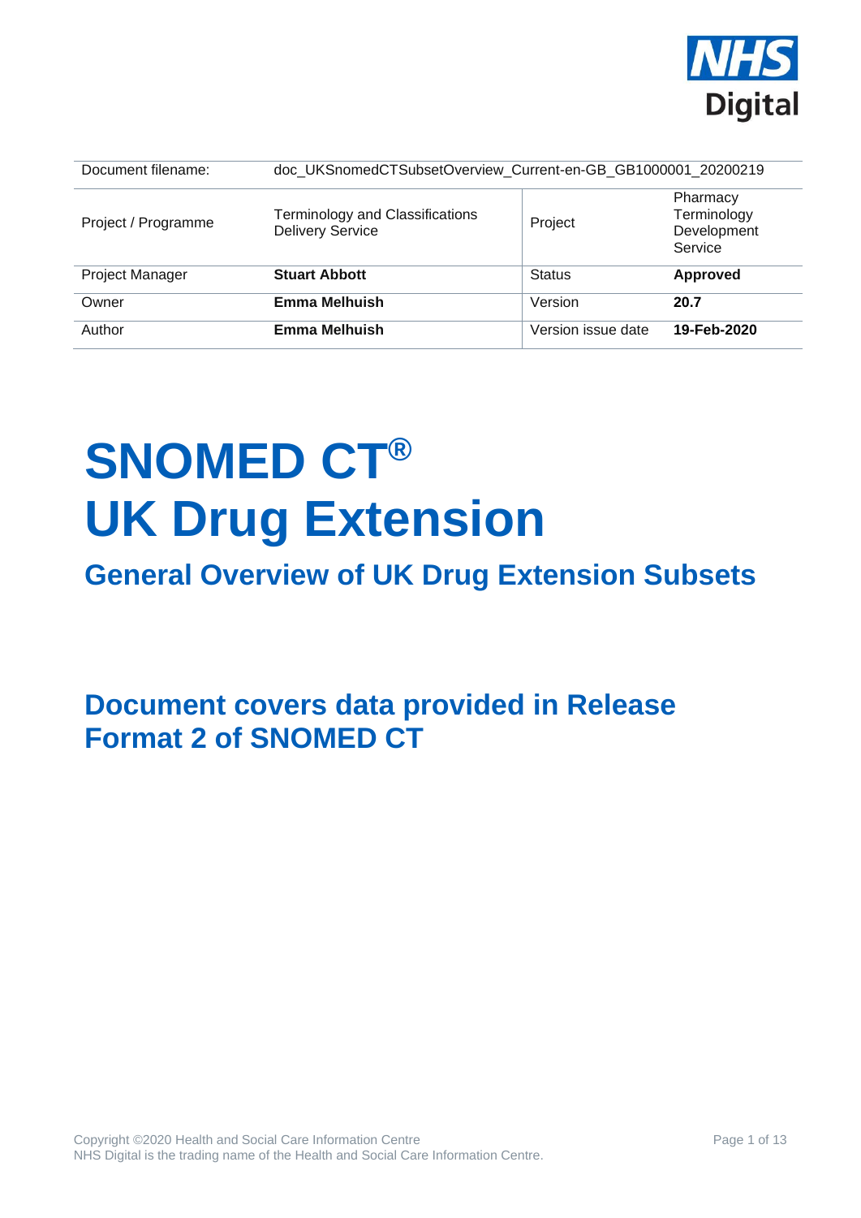| Document filename: | doc_UKSnomedCTSubsetOverview_Current-en-GB_GB1000001_20200219 | | |
|---|---|---|---|
| Project / Programme | Terminology and Classifications Delivery Service | Project | Pharmacy Terminology Development Service |
| Project Manager | **Stuart Abbott** | Status | **Approved** |
| Owner | **Emma Melhuish** | Version | **20.7** |
| Author | **Emma Melhuish** | Version issue date | **19-Feb-2020** |

# SNOMED CT®
# UK Drug Extension

## General Overview of UK Drug Extension Subsets

## Document covers data provided in Release Format 2 of SNOMED CT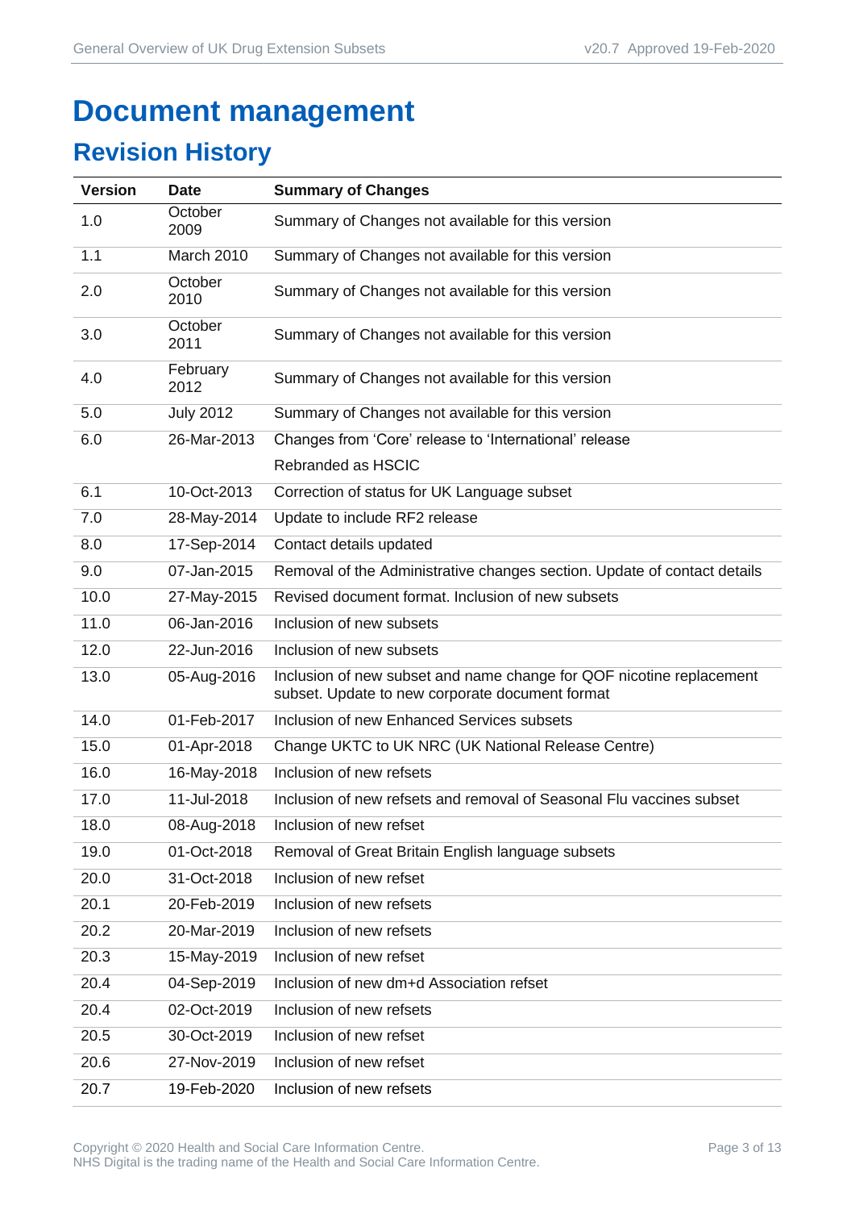# Document management

## Revision History

| Version | Date | Summary of Changes |
|---|---|---|
| 1.0 | October 2009 | Summary of Changes not available for this version |
| 1.1 | March 2010 | Summary of Changes not available for this version |
| 2.0 | October 2010 | Summary of Changes not available for this version |
| 3.0 | October 2011 | Summary of Changes not available for this version |
| 4.0 | February 2012 | Summary of Changes not available for this version |
| 5.0 | July 2012 | Summary of Changes not available for this version |
| 6.0 | 26-Mar-2013 | Changes from 'Core' release to 'International' release<br>Rebranded as HSCIC |
| 6.1 | 10-Oct-2013 | Correction of status for UK Language subset |
| 7.0 | 28-May-2014 | Update to include RF2 release |
| 8.0 | 17-Sep-2014 | Contact details updated |
| 9.0 | 07-Jan-2015 | Removal of the Administrative changes section. Update of contact details |
| 10.0 | 27-May-2015 | Revised document format. Inclusion of new subsets |
| 11.0 | 06-Jan-2016 | Inclusion of new subsets |
| 12.0 | 22-Jun-2016 | Inclusion of new subsets |
| 13.0 | 05-Aug-2016 | Inclusion of new subset and name change for QOF nicotine replacement subset. Update to new corporate document format |
| 14.0 | 01-Feb-2017 | Inclusion of new Enhanced Services subsets |
| 15.0 | 01-Apr-2018 | Change UKTC to UK NRC (UK National Release Centre) |
| 16.0 | 16-May-2018 | Inclusion of new refsets |
| 17.0 | 11-Jul-2018 | Inclusion of new refsets and removal of Seasonal Flu vaccines subset |
| 18.0 | 08-Aug-2018 | Inclusion of new refset |
| 19.0 | 01-Oct-2018 | Removal of Great Britain English language subsets |
| 20.0 | 31-Oct-2018 | Inclusion of new refset |
| 20.1 | 20-Feb-2019 | Inclusion of new refsets |
| 20.2 | 20-Mar-2019 | Inclusion of new refsets |
| 20.3 | 15-May-2019 | Inclusion of new refset |
| 20.4 | 04-Sep-2019 | Inclusion of new dm+d Association refset |
| 20.4 | 02-Oct-2019 | Inclusion of new refsets |
| 20.5 | 30-Oct-2019 | Inclusion of new refset |
| 20.6 | 27-Nov-2019 | Inclusion of new refset |
| 20.7 | 19-Feb-2020 | Inclusion of new refsets |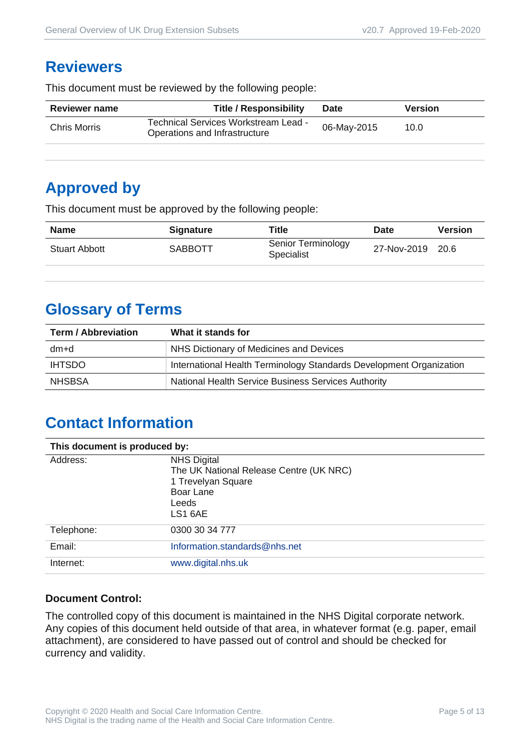## Reviewers

This document must be reviewed by the following people:

| Reviewer name | Title / Responsibility | Date | Version |
|---|---|---|---|
| Chris Morris | Technical Services Workstream Lead - Operations and Infrastructure | 06-May-2015 | 10.0 |

## Approved by

This document must be approved by the following people:

| Name | Signature | Title | Date | Version |
|---|---|---|---|---|
| Stuart Abbott | SABBOTT | Senior Terminology Specialist | 27-Nov-2019 | 20.6 |

## Glossary of Terms

| Term / Abbreviation | What it stands for |
|---|---|
| dm+d | NHS Dictionary of Medicines and Devices |
| IHTSDO | International Health Terminology Standards Development Organization |
| NHSBSA | National Health Service Business Services Authority |

## Contact Information

| This document is produced by: | |
|---|---|
| Address: | NHS Digital<br>The UK National Release Centre (UK NRC)<br>1 Trevelyan Square<br>Boar Lane<br>Leeds<br>LS1 6AE |
| Telephone: | 0300 30 34 777 |
| Email: | Information.standards@nhs.net |
| Internet: | www.digital.nhs.uk |

**Document Control:**

The controlled copy of this document is maintained in the NHS Digital corporate network. Any copies of this document held outside of that area, in whatever format (e.g. paper, email attachment), are considered to have passed out of control and should be checked for currency and validity.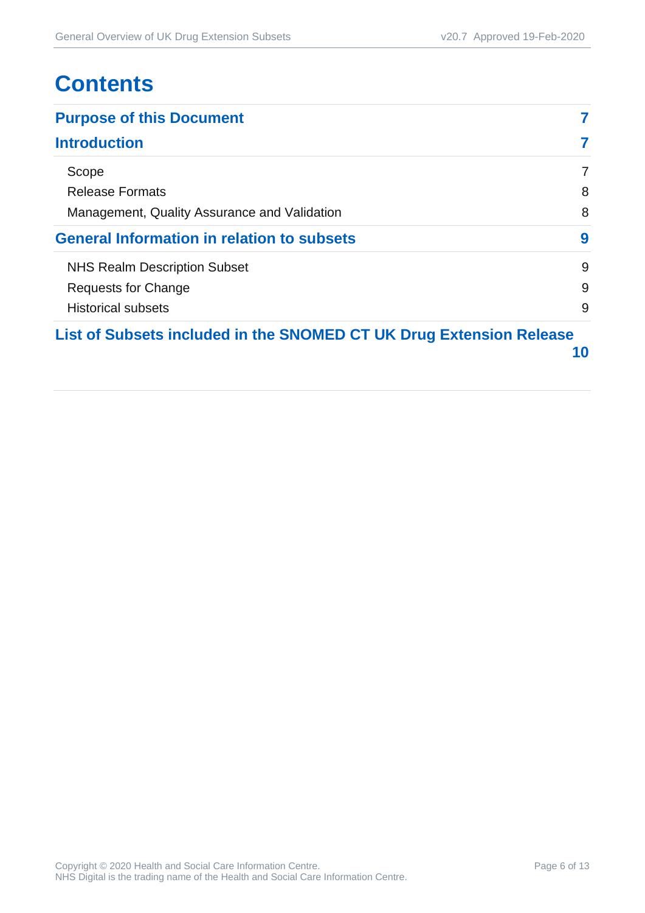# Contents

| | |
|---|---|
| **Purpose of this Document** | **7** |
| **Introduction** | **7** |
| Scope | 7 |
| Release Formats | 8 |
| Management, Quality Assurance and Validation | 8 |
| **General Information in relation to subsets** | **9** |
| NHS Realm Description Subset | 9 |
| Requests for Change | 9 |
| Historical subsets | 9 |
| **List of Subsets included in the SNOMED CT UK Drug Extension Release** | **10** |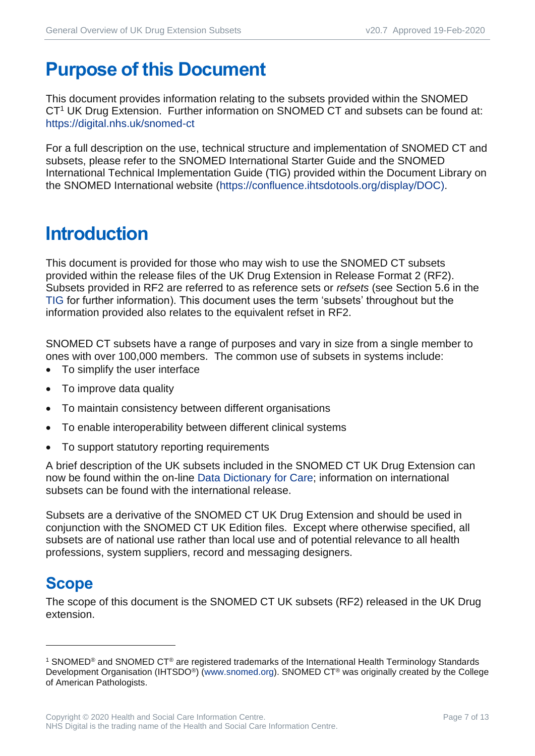# Purpose of this Document

This document provides information relating to the subsets provided within the SNOMED CT[1] UK Drug Extension. Further information on SNOMED CT and subsets can be found at: https://digital.nhs.uk/snomed-ct

For a full description on the use, technical structure and implementation of SNOMED CT and subsets, please refer to the SNOMED International Starter Guide and the SNOMED International Technical Implementation Guide (TIG) provided within the Document Library on the SNOMED International website (https://confluence.ihtsdotools.org/display/DOC).

# Introduction

This document is provided for those who may wish to use the SNOMED CT subsets provided within the release files of the UK Drug Extension in Release Format 2 (RF2). Subsets provided in RF2 are referred to as reference sets or *refsets* (see Section 5.6 in the TIG for further information). This document uses the term 'subsets' throughout but the information provided also relates to the equivalent refset in RF2.

SNOMED CT subsets have a range of purposes and vary in size from a single member to ones with over 100,000 members. The common use of subsets in systems include:

- To simplify the user interface
- To improve data quality
- To maintain consistency between different organisations
- To enable interoperability between different clinical systems
- To support statutory reporting requirements

A brief description of the UK subsets included in the SNOMED CT UK Drug Extension can now be found within the on-line Data Dictionary for Care; information on international subsets can be found with the international release.

Subsets are a derivative of the SNOMED CT UK Drug Extension and should be used in conjunction with the SNOMED CT UK Edition files. Except where otherwise specified, all subsets are of national use rather than local use and of potential relevance to all health professions, system suppliers, record and messaging designers.

## Scope

The scope of this document is the SNOMED CT UK subsets (RF2) released in the UK Drug extension.

---

[1] SNOMED® and SNOMED CT® are registered trademarks of the International Health Terminology Standards Development Organisation (IHTSDO®) (www.snomed.org). SNOMED CT® was originally created by the College of American Pathologists.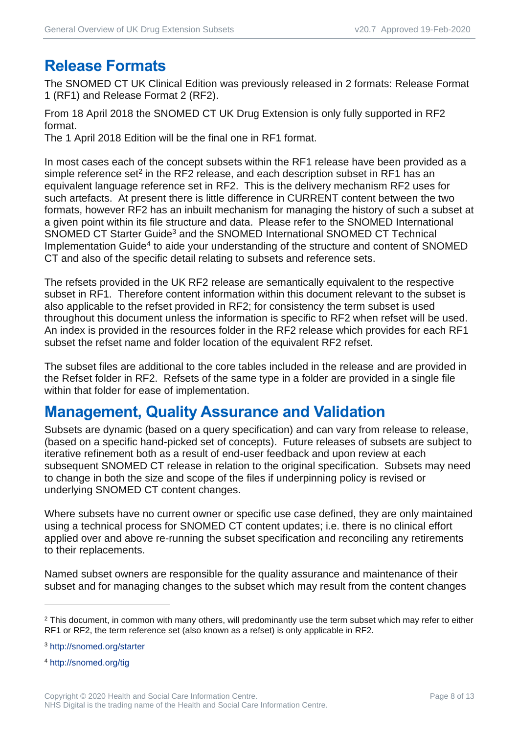## Release Formats

The SNOMED CT UK Clinical Edition was previously released in 2 formats: Release Format 1 (RF1) and Release Format 2 (RF2).

From 18 April 2018 the SNOMED CT UK Drug Extension is only fully supported in RF2 format.
The 1 April 2018 Edition will be the final one in RF1 format.

In most cases each of the concept subsets within the RF1 release have been provided as a simple reference set[2] in the RF2 release, and each description subset in RF1 has an equivalent language reference set in RF2. This is the delivery mechanism RF2 uses for such artefacts. At present there is little difference in CURRENT content between the two formats, however RF2 has an inbuilt mechanism for managing the history of such a subset at a given point within its file structure and data. Please refer to the SNOMED International SNOMED CT Starter Guide[3] and the SNOMED International SNOMED CT Technical Implementation Guide[4] to aide your understanding of the structure and content of SNOMED CT and also of the specific detail relating to subsets and reference sets.

The refsets provided in the UK RF2 release are semantically equivalent to the respective subset in RF1. Therefore content information within this document relevant to the subset is also applicable to the refset provided in RF2; for consistency the term subset is used throughout this document unless the information is specific to RF2 when refset will be used. An index is provided in the resources folder in the RF2 release which provides for each RF1 subset the refset name and folder location of the equivalent RF2 refset.

The subset files are additional to the core tables included in the release and are provided in the Refset folder in RF2. Refsets of the same type in a folder are provided in a single file within that folder for ease of implementation.

## Management, Quality Assurance and Validation

Subsets are dynamic (based on a query specification) and can vary from release to release, (based on a specific hand-picked set of concepts). Future releases of subsets are subject to iterative refinement both as a result of end-user feedback and upon review at each subsequent SNOMED CT release in relation to the original specification. Subsets may need to change in both the size and scope of the files if underpinning policy is revised or underlying SNOMED CT content changes.

Where subsets have no current owner or specific use case defined, they are only maintained using a technical process for SNOMED CT content updates; i.e. there is no clinical effort applied over and above re-running the subset specification and reconciling any retirements to their replacements.

Named subset owners are responsible for the quality assurance and maintenance of their subset and for managing changes to the subset which may result from the content changes

---

[2] This document, in common with many others, will predominantly use the term subset which may refer to either RF1 or RF2, the term reference set (also known as a refset) is only applicable in RF2.

[3] http://snomed.org/starter

[4] http://snomed.org/tig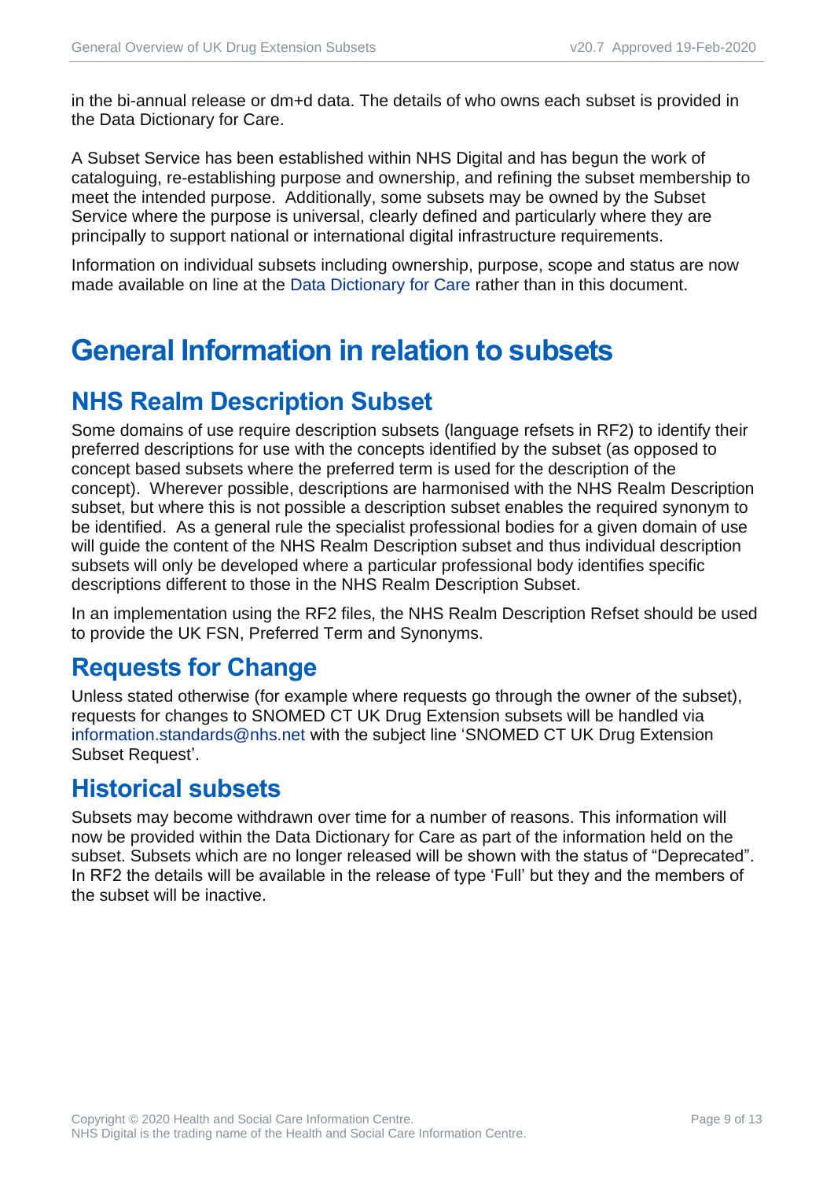in the bi-annual release or dm+d data. The details of who owns each subset is provided in the Data Dictionary for Care.

A Subset Service has been established within NHS Digital and has begun the work of cataloguing, re-establishing purpose and ownership, and refining the subset membership to meet the intended purpose. Additionally, some subsets may be owned by the Subset Service where the purpose is universal, clearly defined and particularly where they are principally to support national or international digital infrastructure requirements.

Information on individual subsets including ownership, purpose, scope and status are now made available on line at the Data Dictionary for Care rather than in this document.

# General Information in relation to subsets

## NHS Realm Description Subset

Some domains of use require description subsets (language refsets in RF2) to identify their preferred descriptions for use with the concepts identified by the subset (as opposed to concept based subsets where the preferred term is used for the description of the concept). Wherever possible, descriptions are harmonised with the NHS Realm Description subset, but where this is not possible a description subset enables the required synonym to be identified. As a general rule the specialist professional bodies for a given domain of use will guide the content of the NHS Realm Description subset and thus individual description subsets will only be developed where a particular professional body identifies specific descriptions different to those in the NHS Realm Description Subset.

In an implementation using the RF2 files, the NHS Realm Description Refset should be used to provide the UK FSN, Preferred Term and Synonyms.

## Requests for Change

Unless stated otherwise (for example where requests go through the owner of the subset), requests for changes to SNOMED CT UK Drug Extension subsets will be handled via information.standards@nhs.net with the subject line 'SNOMED CT UK Drug Extension Subset Request'.

## Historical subsets

Subsets may become withdrawn over time for a number of reasons. This information will now be provided within the Data Dictionary for Care as part of the information held on the subset. Subsets which are no longer released will be shown with the status of "Deprecated". In RF2 the details will be available in the release of type 'Full' but they and the members of the subset will be inactive.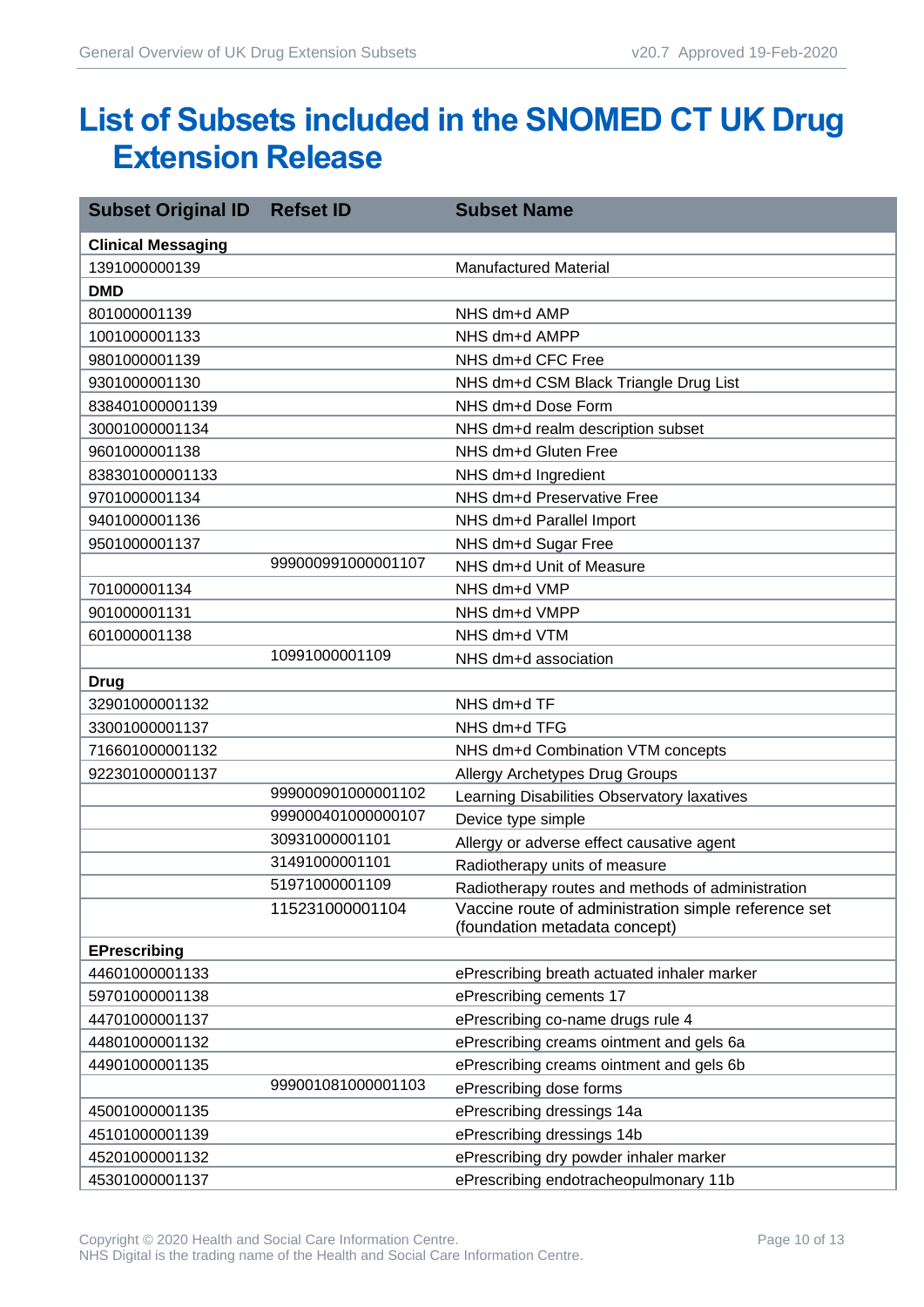# List of Subsets included in the SNOMED CT UK Drug Extension Release

| Subset Original ID | Refset ID | Subset Name |
|---|---|---|
| **Clinical Messaging** | | |
| 1391000000139 | | Manufactured Material |
| **DMD** | | |
| 801000001139 | | NHS dm+d AMP |
| 1001000001133 | | NHS dm+d AMPP |
| 9801000001139 | | NHS dm+d CFC Free |
| 9301000001130 | | NHS dm+d CSM Black Triangle Drug List |
| 838401000001139 | | NHS dm+d Dose Form |
| 30001000001134 | | NHS dm+d realm description subset |
| 9601000001138 | | NHS dm+d Gluten Free |
| 838301000001133 | | NHS dm+d Ingredient |
| 9701000001134 | | NHS dm+d Preservative Free |
| 9401000001136 | | NHS dm+d Parallel Import |
| 9501000001137 | | NHS dm+d Sugar Free |
| | 999000991000001107 | NHS dm+d Unit of Measure |
| 701000001134 | | NHS dm+d VMP |
| 901000001131 | | NHS dm+d VMPP |
| 601000001138 | | NHS dm+d VTM |
| | 10991000001109 | NHS dm+d association |
| **Drug** | | |
| 32901000001132 | | NHS dm+d TF |
| 33001000001137 | | NHS dm+d TFG |
| 716601000001132 | | NHS dm+d Combination VTM concepts |
| 922301000001137 | | Allergy Archetypes Drug Groups |
| | 999000901000001102 | Learning Disabilities Observatory laxatives |
| | 999000401000000107 | Device type simple |
| | 30931000001101 | Allergy or adverse effect causative agent |
| | 31491000001101 | Radiotherapy units of measure |
| | 51971000001109 | Radiotherapy routes and methods of administration |
| | 115231000001104 | Vaccine route of administration simple reference set (foundation metadata concept) |
| **EPrescribing** | | |
| 44601000001133 | | ePrescribing breath actuated inhaler marker |
| 59701000001138 | | ePrescribing cements 17 |
| 44701000001137 | | ePrescribing co-name drugs rule 4 |
| 44801000001132 | | ePrescribing creams ointment and gels 6a |
| 44901000001135 | | ePrescribing creams ointment and gels 6b |
| | 999001081000001103 | ePrescribing dose forms |
| 45001000001135 | | ePrescribing dressings 14a |
| 45101000001139 | | ePrescribing dressings 14b |
| 45201000001132 | | ePrescribing dry powder inhaler marker |
| 45301000001137 | | ePrescribing endotracheopulmonary 11b |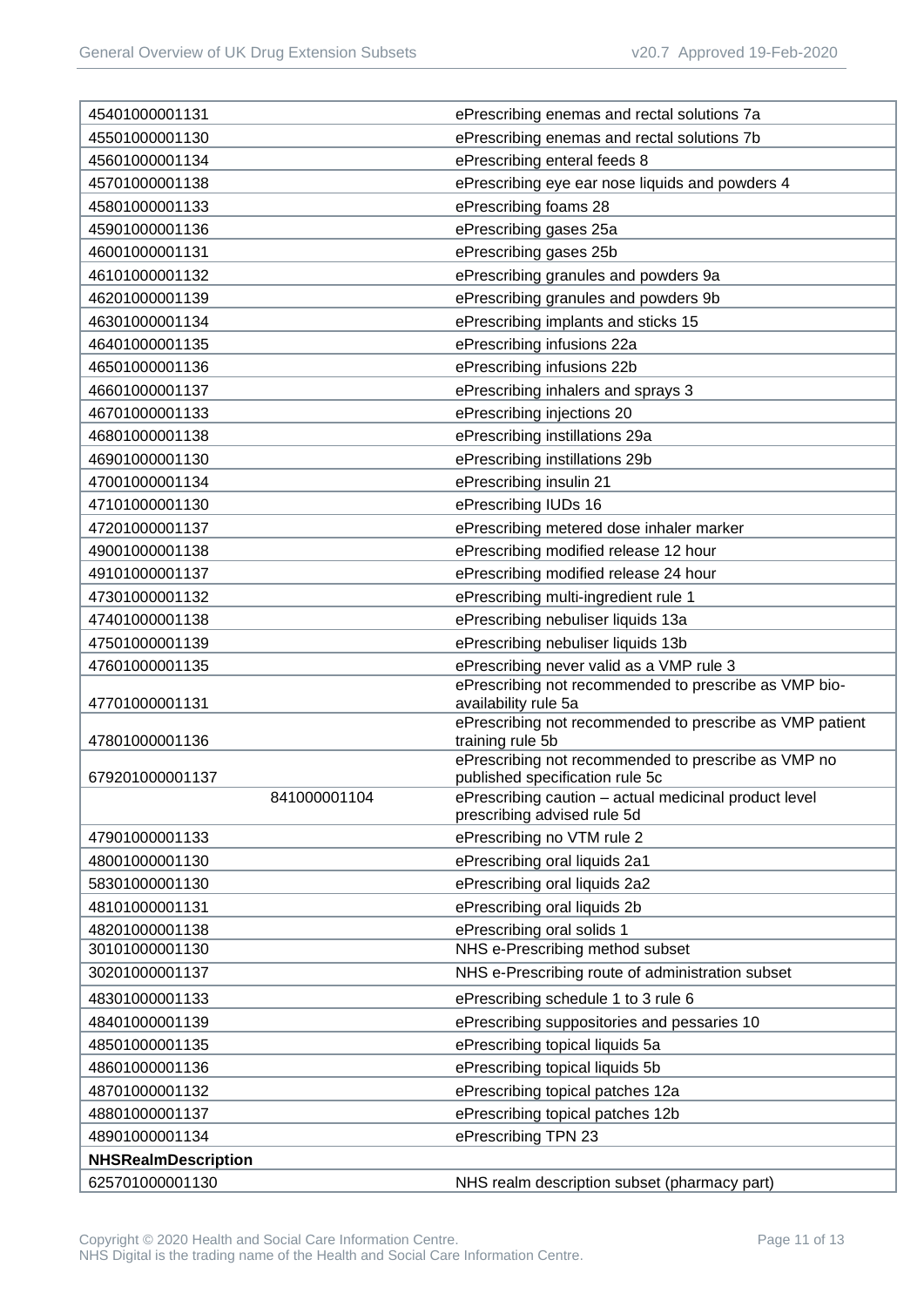| | |
|---|---|
| 45401000001131 | ePrescribing enemas and rectal solutions 7a |
| 45501000001130 | ePrescribing enemas and rectal solutions 7b |
| 45601000001134 | ePrescribing enteral feeds 8 |
| 45701000001138 | ePrescribing eye ear nose liquids and powders 4 |
| 45801000001133 | ePrescribing foams 28 |
| 45901000001136 | ePrescribing gases 25a |
| 46001000001131 | ePrescribing gases 25b |
| 46101000001132 | ePrescribing granules and powders 9a |
| 46201000001139 | ePrescribing granules and powders 9b |
| 46301000001134 | ePrescribing implants and sticks 15 |
| 46401000001135 | ePrescribing infusions 22a |
| 46501000001136 | ePrescribing infusions 22b |
| 46601000001137 | ePrescribing inhalers and sprays 3 |
| 46701000001133 | ePrescribing injections 20 |
| 46801000001138 | ePrescribing instillations 29a |
| 46901000001130 | ePrescribing instillations 29b |
| 47001000001134 | ePrescribing insulin 21 |
| 47101000001130 | ePrescribing IUDs 16 |
| 47201000001137 | ePrescribing metered dose inhaler marker |
| 49001000001138 | ePrescribing modified release 12 hour |
| 49101000001137 | ePrescribing modified release 24 hour |
| 47301000001132 | ePrescribing multi-ingredient rule 1 |
| 47401000001138 | ePrescribing nebuliser liquids 13a |
| 47501000001139 | ePrescribing nebuliser liquids 13b |
| 47601000001135 | ePrescribing never valid as a VMP rule 3 |
| 47701000001131 | ePrescribing not recommended to prescribe as VMP bio-availability rule 5a |
| 47801000001136 | ePrescribing not recommended to prescribe as VMP patient training rule 5b |
| 679201000001137 | ePrescribing not recommended to prescribe as VMP no published specification rule 5c |
| 841000001104 | ePrescribing caution – actual medicinal product level prescribing advised rule 5d |
| 47901000001133 | ePrescribing no VTM rule 2 |
| 48001000001130 | ePrescribing oral liquids 2a1 |
| 58301000001130 | ePrescribing oral liquids 2a2 |
| 48101000001131 | ePrescribing oral liquids 2b |
| 48201000001138 | ePrescribing oral solids 1 |
| 30101000001130 | NHS e-Prescribing method subset |
| 30201000001137 | NHS e-Prescribing route of administration subset |
| 48301000001133 | ePrescribing schedule 1 to 3 rule 6 |
| 48401000001139 | ePrescribing suppositories and pessaries 10 |
| 48501000001135 | ePrescribing topical liquids 5a |
| 48601000001136 | ePrescribing topical liquids 5b |
| 48701000001132 | ePrescribing topical patches 12a |
| 48801000001137 | ePrescribing topical patches 12b |
| 48901000001134 | ePrescribing TPN 23 |
| **NHSRealmDescription** | |
| 625701000001130 | NHS realm description subset (pharmacy part) |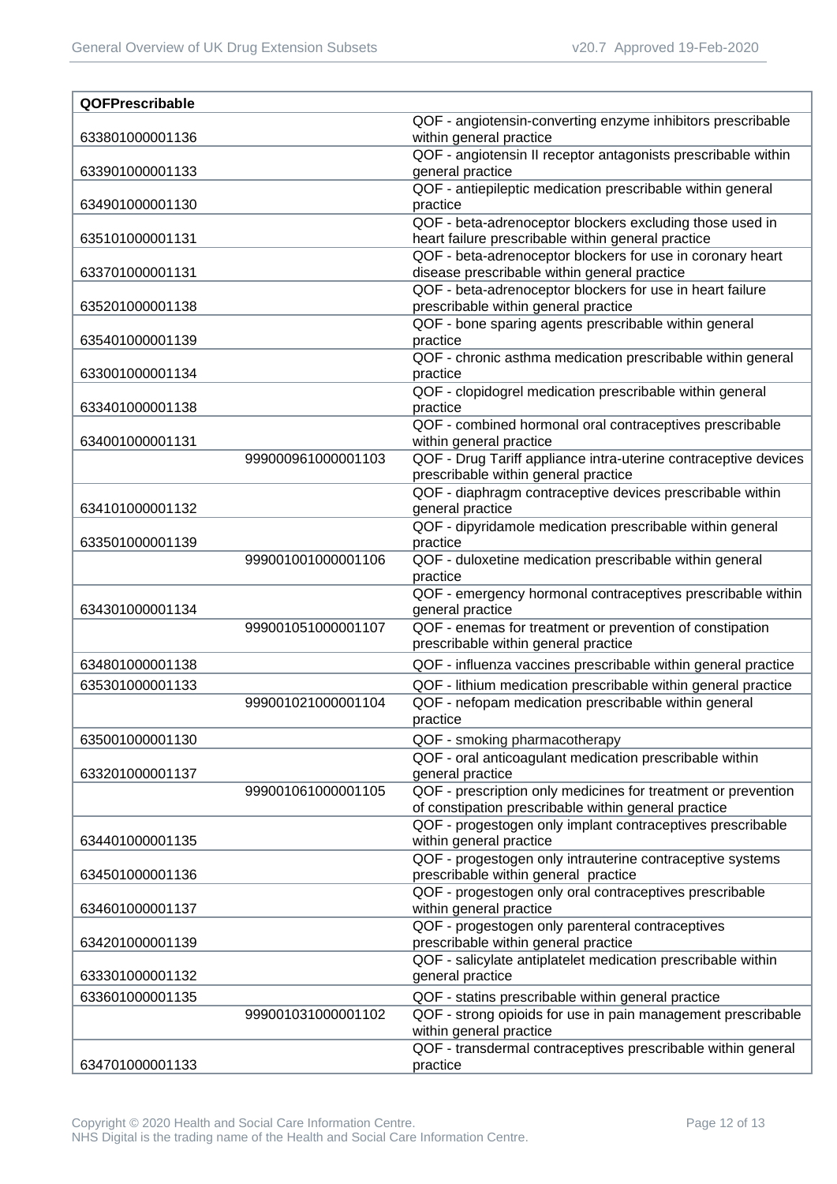| QOFPrescribable | | |
|---|---|---|
| 633801000001136 | | QOF - angiotensin-converting enzyme inhibitors prescribable within general practice |
| 633901000001133 | | QOF - angiotensin II receptor antagonists prescribable within general practice |
| 634901000001130 | | QOF - antiepileptic medication prescribable within general practice |
| 635101000001131 | | QOF - beta-adrenoceptor blockers excluding those used in heart failure prescribable within general practice |
| 633701000001131 | | QOF - beta-adrenoceptor blockers for use in coronary heart disease prescribable within general practice |
| 635201000001138 | | QOF - beta-adrenoceptor blockers for use in heart failure prescribable within general practice |
| 635401000001139 | | QOF - bone sparing agents prescribable within general practice |
| 633001000001134 | | QOF - chronic asthma medication prescribable within general practice |
| 633401000001138 | | QOF - clopidogrel medication prescribable within general practice |
| 634001000001131 | | QOF - combined hormonal oral contraceptives prescribable within general practice |
| | 999000961000001103 | QOF - Drug Tariff appliance intra-uterine contraceptive devices prescribable within general practice |
| 634101000001132 | | QOF - diaphragm contraceptive devices prescribable within general practice |
| 633501000001139 | | QOF - dipyridamole medication prescribable within general practice |
| | 999001001000001106 | QOF - duloxetine medication prescribable within general practice |
| 634301000001134 | | QOF - emergency hormonal contraceptives prescribable within general practice |
| | 999001051000001107 | QOF - enemas for treatment or prevention of constipation prescribable within general practice |
| 634801000001138 | | QOF - influenza vaccines prescribable within general practice |
| 635301000001133 | | QOF - lithium medication prescribable within general practice |
| | 999001021000001104 | QOF - nefopam medication prescribable within general practice |
| 635001000001130 | | QOF - smoking pharmacotherapy |
| 633201000001137 | | QOF - oral anticoagulant medication prescribable within general practice |
| | 999001061000001105 | QOF - prescription only medicines for treatment or prevention of constipation prescribable within general practice |
| 634401000001135 | | QOF - progestogen only implant contraceptives prescribable within general practice |
| 634501000001136 | | QOF - progestogen only intrauterine contraceptive systems prescribable within general practice |
| 634601000001137 | | QOF - progestogen only oral contraceptives prescribable within general practice |
| 634201000001139 | | QOF - progestogen only parenteral contraceptives prescribable within general practice |
| 633301000001132 | | QOF - salicylate antiplatelet medication prescribable within general practice |
| 633601000001135 | | QOF - statins prescribable within general practice |
| | 999001031000001102 | QOF - strong opioids for use in pain management prescribable within general practice |
| 634701000001133 | | QOF - transdermal contraceptives prescribable within general practice |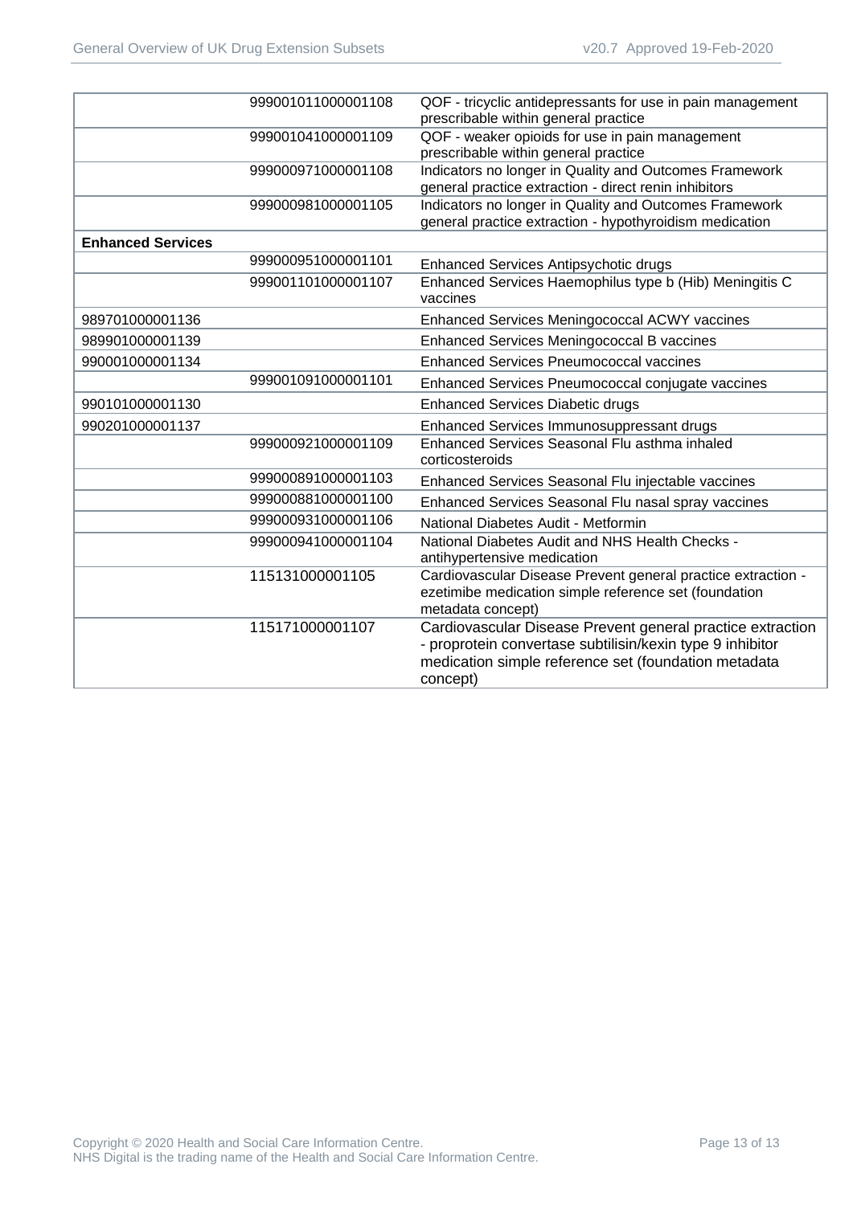| | | |
|---|---|---|
| | 999001011000001108 | QOF - tricyclic antidepressants for use in pain management prescribable within general practice |
| | 999001041000001109 | QOF - weaker opioids for use in pain management prescribable within general practice |
| | 999000971000001108 | Indicators no longer in Quality and Outcomes Framework general practice extraction - direct renin inhibitors |
| | 999000981000001105 | Indicators no longer in Quality and Outcomes Framework general practice extraction - hypothyroidism medication |
| **Enhanced Services** | | |
| | 999000951000001101 | Enhanced Services Antipsychotic drugs |
| | 999001101000001107 | Enhanced Services Haemophilus type b (Hib) Meningitis C vaccines |
| 989701000001136 | | Enhanced Services Meningococcal ACWY vaccines |
| 989901000001139 | | Enhanced Services Meningococcal B vaccines |
| 990001000001134 | | Enhanced Services Pneumococcal vaccines |
| | 999001091000001101 | Enhanced Services Pneumococcal conjugate vaccines |
| 990101000001130 | | Enhanced Services Diabetic drugs |
| 990201000001137 | | Enhanced Services Immunosuppressant drugs |
| | 999000921000001109 | Enhanced Services Seasonal Flu asthma inhaled corticosteroids |
| | 999000891000001103 | Enhanced Services Seasonal Flu injectable vaccines |
| | 999000881000001100 | Enhanced Services Seasonal Flu nasal spray vaccines |
| | 999000931000001106 | National Diabetes Audit - Metformin |
| | 999000941000001104 | National Diabetes Audit and NHS Health Checks - antihypertensive medication |
| | 115131000001105 | Cardiovascular Disease Prevent general practice extraction - ezetimibe medication simple reference set (foundation metadata concept) |
| | 115171000001107 | Cardiovascular Disease Prevent general practice extraction - proprotein convertase subtilisin/kexin type 9 inhibitor medication simple reference set (foundation metadata concept) |